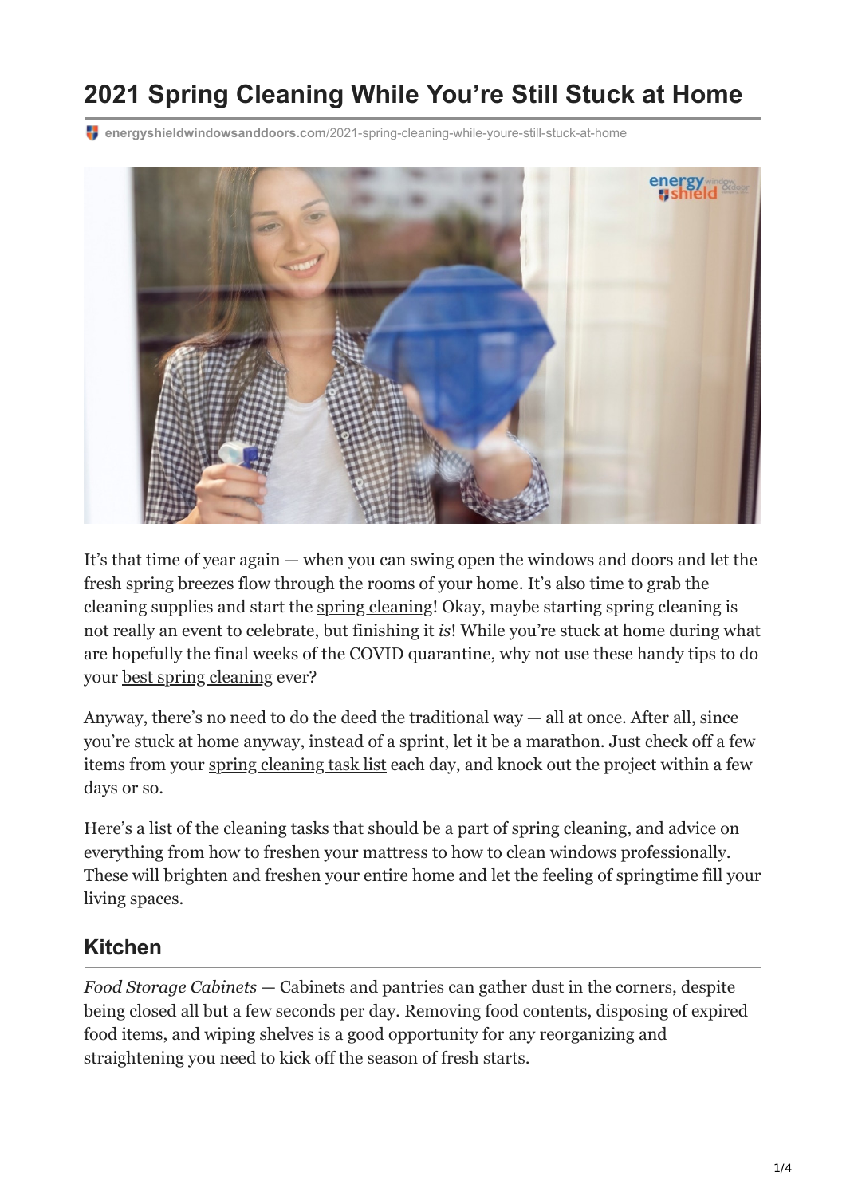# 2021 Spring Cleaning While You're Still Stuck at Home

energyshieldwindowsanddoors.com/2021-spring-cleaning-while-youre-still-stuck-at-home

It's that time of year again — when you can swing open the windows and doors and let the fresh spring breezes flow through the rooms of your home. It's also time to grab the cleaning supplies and start the spring cleaning! Okay, maybe starting spring cleaning is not really an event to celebrate, but finishing it *is*! While you're stuck at home during what are hopefully the final weeks of the COVID quarantine, why not use these handy tips to do your best spring cleaning ever?

Anyway, there's no need to do the deed the traditional way — all at once. After all, since you're stuck at home anyway, instead of a sprint, let it be a marathon. Just check off a few items from your spring cleaning task list each day, and knock out the project within a few days or so.

Here's a list of the cleaning tasks that should be a part of spring cleaning, and advice on everything from how to freshen your mattress to how to clean windows professionally. These will brighten and freshen your entire home and let the feeling of springtime fill your living spaces.

## Kitchen

*Food Storage Cabinets* — Cabinets and pantries can gather dust in the corners, despite being closed all but a few seconds per day. Removing food contents, disposing of expired food items, and wiping shelves is a good opportunity for any reorganizing and straightening you need to kick off the season of fresh starts.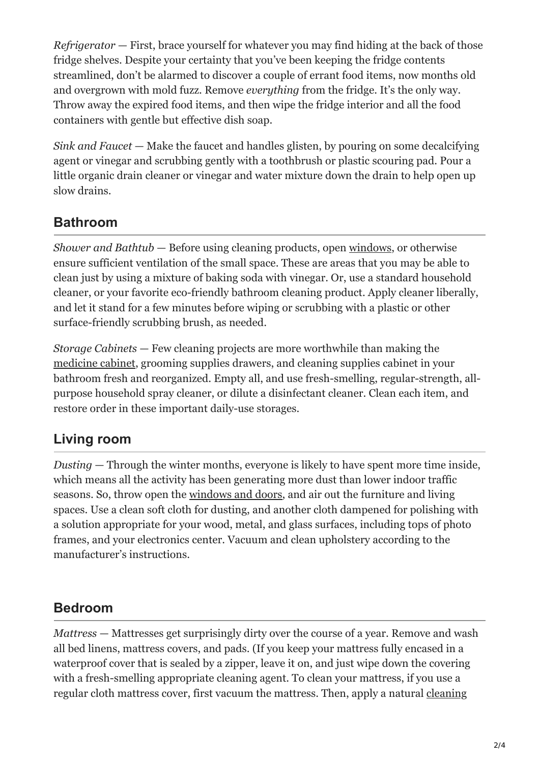*Refrigerator* — First, brace yourself for whatever you may find hiding at the back of those fridge shelves. Despite your certainty that you've been keeping the fridge contents streamlined, don't be alarmed to discover a couple of errant food items, now months old and overgrown with mold fuzz. Remove *everything* from the fridge. It's the only way. Throw away the expired food items, and then wipe the fridge interior and all the food containers with gentle but effective dish soap.

*Sink and Faucet* — Make the faucet and handles glisten, by pouring on some decalcifying agent or vinegar and scrubbing gently with a toothbrush or plastic scouring pad. Pour a little organic drain cleaner or vinegar and water mixture down the drain to help open up slow drains.

## Bathroom

*Shower and Bathtub* — Before using cleaning products, open windows, or otherwise ensure sufficient ventilation of the small space. These are areas that you may be able to clean just by using a mixture of baking soda with vinegar. Or, use a standard household cleaner, or your favorite eco-friendly bathroom cleaning product. Apply cleaner liberally, and let it stand for a few minutes before wiping or scrubbing with a plastic or other surface-friendly scrubbing brush, as needed.

*Storage Cabinets* — Few cleaning projects are more worthwhile than making the medicine cabinet, grooming supplies drawers, and cleaning supplies cabinet in your bathroom fresh and reorganized. Empty all, and use fresh-smelling, regular-strength, all-purpose household spray cleaner, or dilute a disinfectant cleaner. Clean each item, and restore order in these important daily-use storages.

## Living room

*Dusting* — Through the winter months, everyone is likely to have spent more time inside, which means all the activity has been generating more dust than lower indoor traffic seasons. So, throw open the windows and doors, and air out the furniture and living spaces. Use a clean soft cloth for dusting, and another cloth dampened for polishing with a solution appropriate for your wood, metal, and glass surfaces, including tops of photo frames, and your electronics center. Vacuum and clean upholstery according to the manufacturer's instructions.

## Bedroom

*Mattress* — Mattresses get surprisingly dirty over the course of a year. Remove and wash all bed linens, mattress covers, and pads. (If you keep your mattress fully encased in a waterproof cover that is sealed by a zipper, leave it on, and just wipe down the covering with a fresh-smelling appropriate cleaning agent. To clean your mattress, if you use a regular cloth mattress cover, first vacuum the mattress. Then, apply a natural cleaning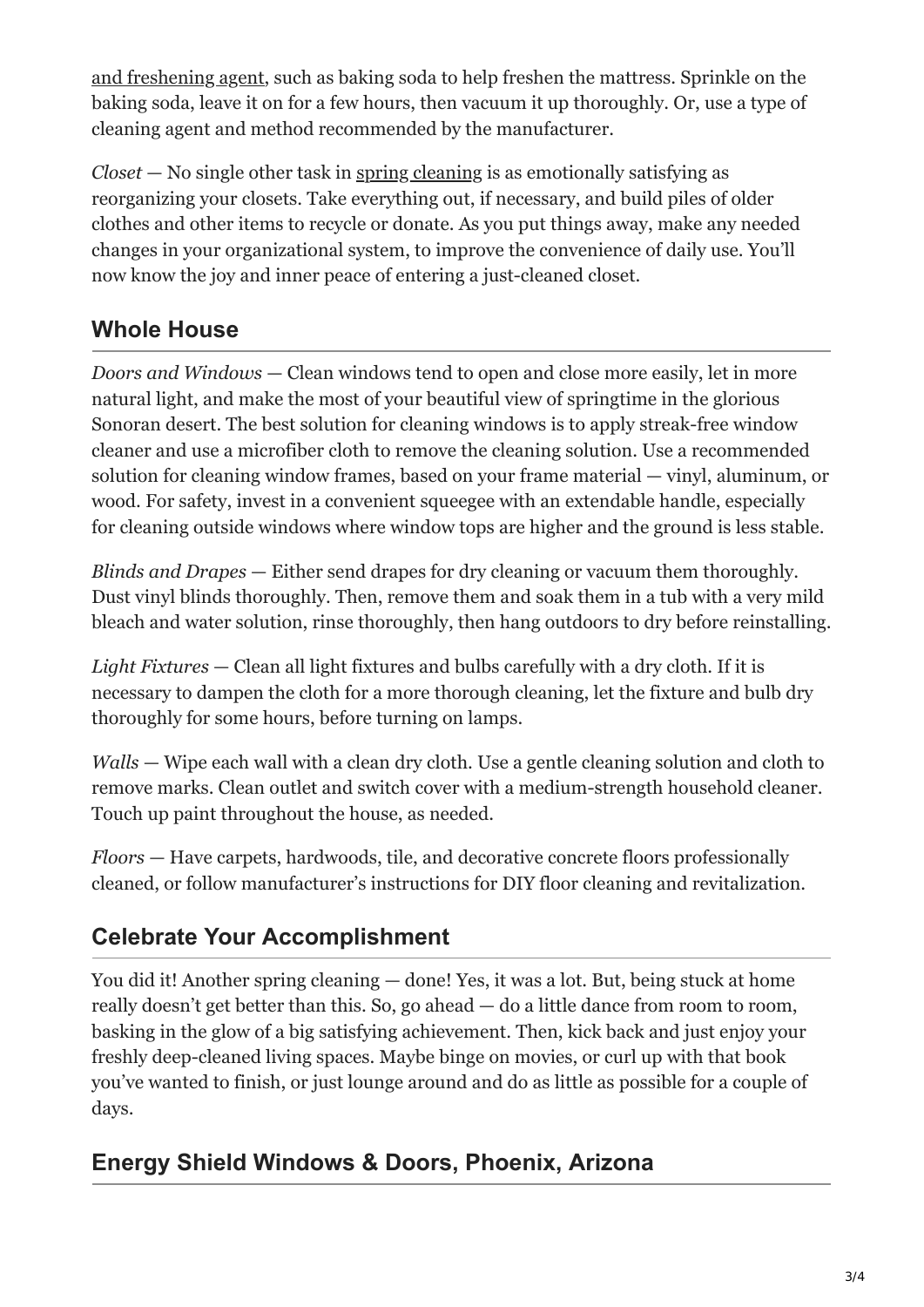and freshening agent, such as baking soda to help freshen the mattress. Sprinkle on the baking soda, leave it on for a few hours, then vacuum it up thoroughly. Or, use a type of cleaning agent and method recommended by the manufacturer.

*Closet* — No single other task in spring cleaning is as emotionally satisfying as reorganizing your closets. Take everything out, if necessary, and build piles of older clothes and other items to recycle or donate. As you put things away, make any needed changes in your organizational system, to improve the convenience of daily use. You'll now know the joy and inner peace of entering a just-cleaned closet.

## Whole House

*Doors and Windows* — Clean windows tend to open and close more easily, let in more natural light, and make the most of your beautiful view of springtime in the glorious Sonoran desert. The best solution for cleaning windows is to apply streak-free window cleaner and use a microfiber cloth to remove the cleaning solution. Use a recommended solution for cleaning window frames, based on your frame material — vinyl, aluminum, or wood. For safety, invest in a convenient squeegee with an extendable handle, especially for cleaning outside windows where window tops are higher and the ground is less stable.

*Blinds and Drapes* — Either send drapes for dry cleaning or vacuum them thoroughly. Dust vinyl blinds thoroughly. Then, remove them and soak them in a tub with a very mild bleach and water solution, rinse thoroughly, then hang outdoors to dry before reinstalling.

*Light Fixtures* — Clean all light fixtures and bulbs carefully with a dry cloth. If it is necessary to dampen the cloth for a more thorough cleaning, let the fixture and bulb dry thoroughly for some hours, before turning on lamps.

*Walls* — Wipe each wall with a clean dry cloth. Use a gentle cleaning solution and cloth to remove marks. Clean outlet and switch cover with a medium-strength household cleaner. Touch up paint throughout the house, as needed.

*Floors* — Have carpets, hardwoods, tile, and decorative concrete floors professionally cleaned, or follow manufacturer's instructions for DIY floor cleaning and revitalization.

## Celebrate Your Accomplishment

You did it! Another spring cleaning — done! Yes, it was a lot. But, being stuck at home really doesn't get better than this. So, go ahead — do a little dance from room to room, basking in the glow of a big satisfying achievement. Then, kick back and just enjoy your freshly deep-cleaned living spaces. Maybe binge on movies, or curl up with that book you've wanted to finish, or just lounge around and do as little as possible for a couple of days.

## Energy Shield Windows & Doors, Phoenix, Arizona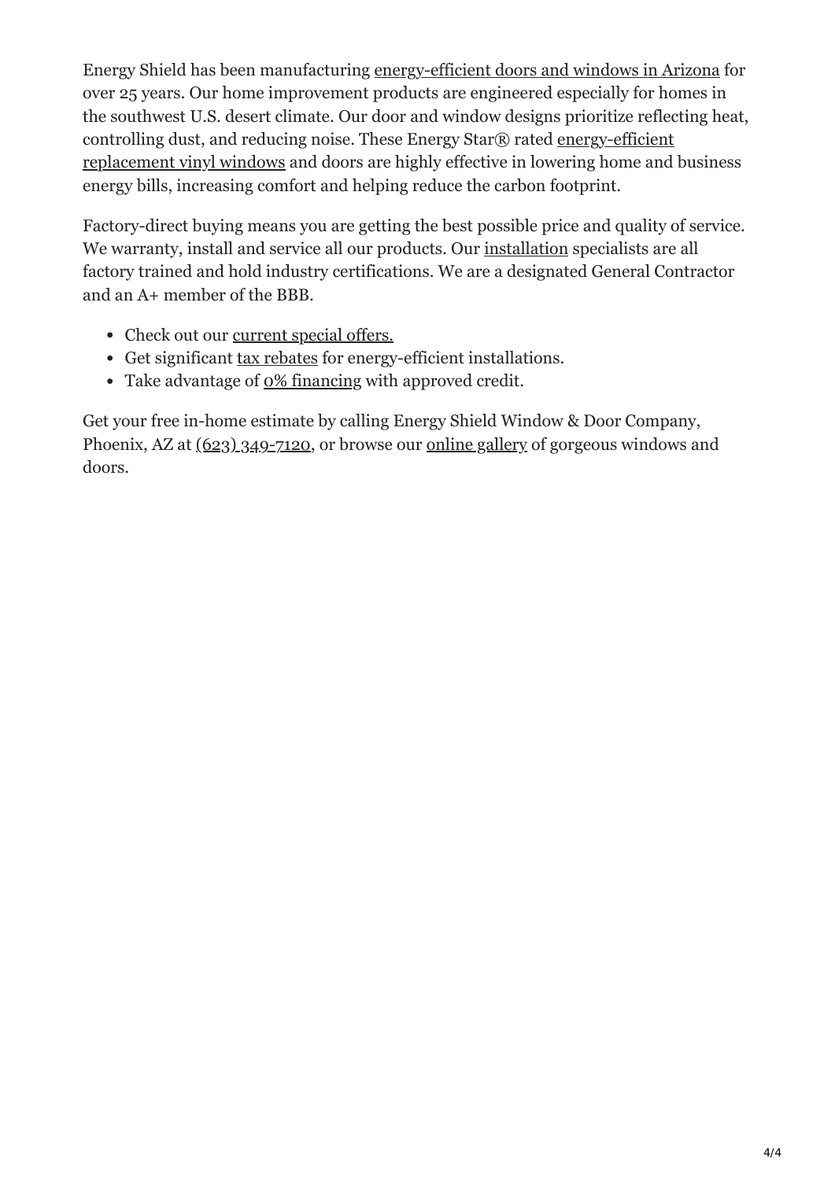Energy Shield has been manufacturing energy-efficient doors and windows in Arizona for over 25 years. Our home improvement products are engineered especially for homes in the southwest U.S. desert climate. Our door and window designs prioritize reflecting heat, controlling dust, and reducing noise. These Energy Star® rated energy-efficient replacement vinyl windows and doors are highly effective in lowering home and business energy bills, increasing comfort and helping reduce the carbon footprint.

Factory-direct buying means you are getting the best possible price and quality of service. We warranty, install and service all our products. Our installation specialists are all factory trained and hold industry certifications. We are a designated General Contractor and an A+ member of the BBB.

- Check out our current special offers.
- Get significant tax rebates for energy-efficient installations.
- Take advantage of 0% financing with approved credit.

Get your free in-home estimate by calling Energy Shield Window & Door Company, Phoenix, AZ at (623) 349-7120, or browse our online gallery of gorgeous windows and doors.